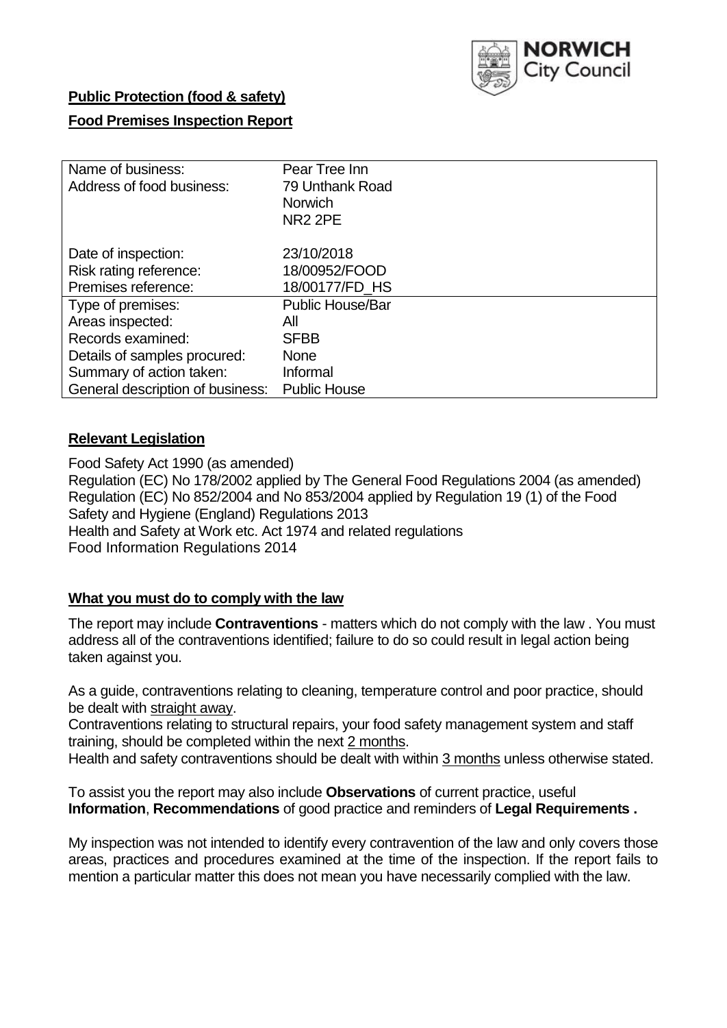NORWICH City Council

**Public Protection (food & safety)**

**Food Premises Inspection Report**

| | |
|---|---|
| Name of business: | Pear Tree Inn |
| Address of food business: | 79 Unthank Road<br>Norwich<br>NR2 2PE |
| Date of inspection: | 23/10/2018 |
| Risk rating reference: | 18/00952/FOOD |
| Premises reference: | 18/00177/FD_HS |
| Type of premises: | Public House/Bar |
| Areas inspected: | All |
| Records examined: | SFBB |
| Details of samples procured: | None |
| Summary of action taken: | Informal |
| General description of business: | Public House |

## **Relevant Legislation**

Food Safety Act 1990 (as amended)
Regulation (EC) No 178/2002 applied by The General Food Regulations 2004 (as amended)
Regulation (EC) No 852/2004 and No 853/2004 applied by Regulation 19 (1) of the Food Safety and Hygiene (England) Regulations 2013
Health and Safety at Work etc. Act 1974 and related regulations
Food Information Regulations 2014

## **What you must do to comply with the law**

The report may include **Contraventions** - matters which do not comply with the law . You must address all of the contraventions identified; failure to do so could result in legal action being taken against you.

As a guide, contraventions relating to cleaning, temperature control and poor practice, should be dealt with straight away.

Contraventions relating to structural repairs, your food safety management system and staff training, should be completed within the next 2 months.

Health and safety contraventions should be dealt with within 3 months unless otherwise stated.

To assist you the report may also include **Observations** of current practice, useful **Information**, **Recommendations** of good practice and reminders of **Legal Requirements .**

My inspection was not intended to identify every contravention of the law and only covers those areas, practices and procedures examined at the time of the inspection. If the report fails to mention a particular matter this does not mean you have necessarily complied with the law.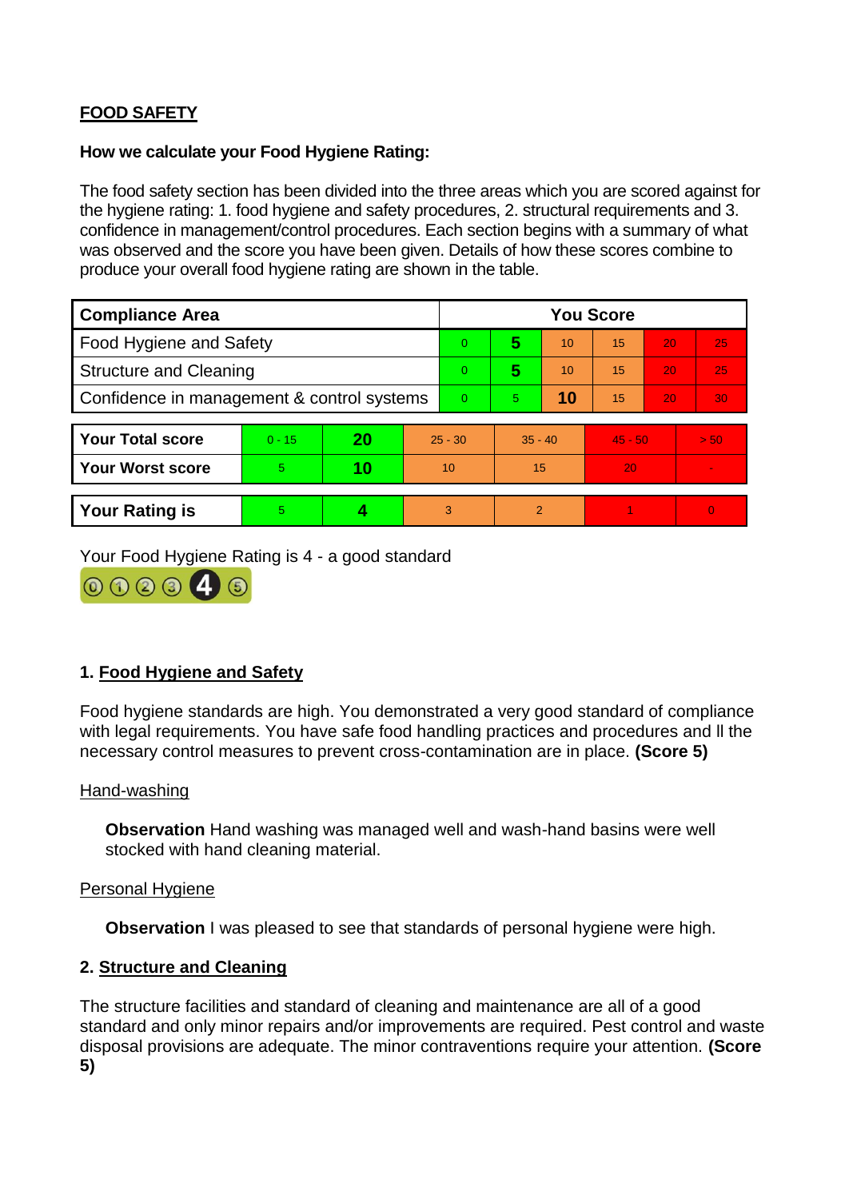**FOOD SAFETY**

**How we calculate your Food Hygiene Rating:**

The food safety section has been divided into the three areas which you are scored against for the hygiene rating: 1. food hygiene and safety procedures, 2. structural requirements and 3. confidence in management/control procedures. Each section begins with a summary of what was observed and the score you have been given. Details of how these scores combine to produce your overall food hygiene rating are shown in the table.

| Compliance Area | You Score | | | | | |
|---|---|---|---|---|---|---|
| Food Hygiene and Safety | 0 | **5** | 10 | 15 | 20 | 25 |
| Structure and Cleaning | 0 | **5** | 10 | 15 | 20 | 25 |
| Confidence in management & control systems | 0 | 5 | **10** | 15 | 20 | 30 |

| | | | | | | |
|---|---|---|---|---|---|---|
| **Your Total score** | 0 - 15 | **20** | 25 - 30 | 35 - 40 | 45 - 50 | > 50 |
| **Your Worst score** | 5 | **10** | 10 | 15 | 20 | - |

| | | | | | | |
|---|---|---|---|---|---|---|
| **Your Rating is** | 5 | **4** | 3 | 2 | 1 | 0 |

Your Food Hygiene Rating is 4 - a good standard

## 1. Food Hygiene and Safety

Food hygiene standards are high. You demonstrated a very good standard of compliance with legal requirements. You have safe food handling practices and procedures and ll the necessary control measures to prevent cross-contamination are in place. **(Score 5)**

Hand-washing

**Observation** Hand washing was managed well and wash-hand basins were well stocked with hand cleaning material.

Personal Hygiene

**Observation** I was pleased to see that standards of personal hygiene were high.

## 2. Structure and Cleaning

The structure facilities and standard of cleaning and maintenance are all of a good standard and only minor repairs and/or improvements are required. Pest control and waste disposal provisions are adequate. The minor contraventions require your attention. **(Score 5)**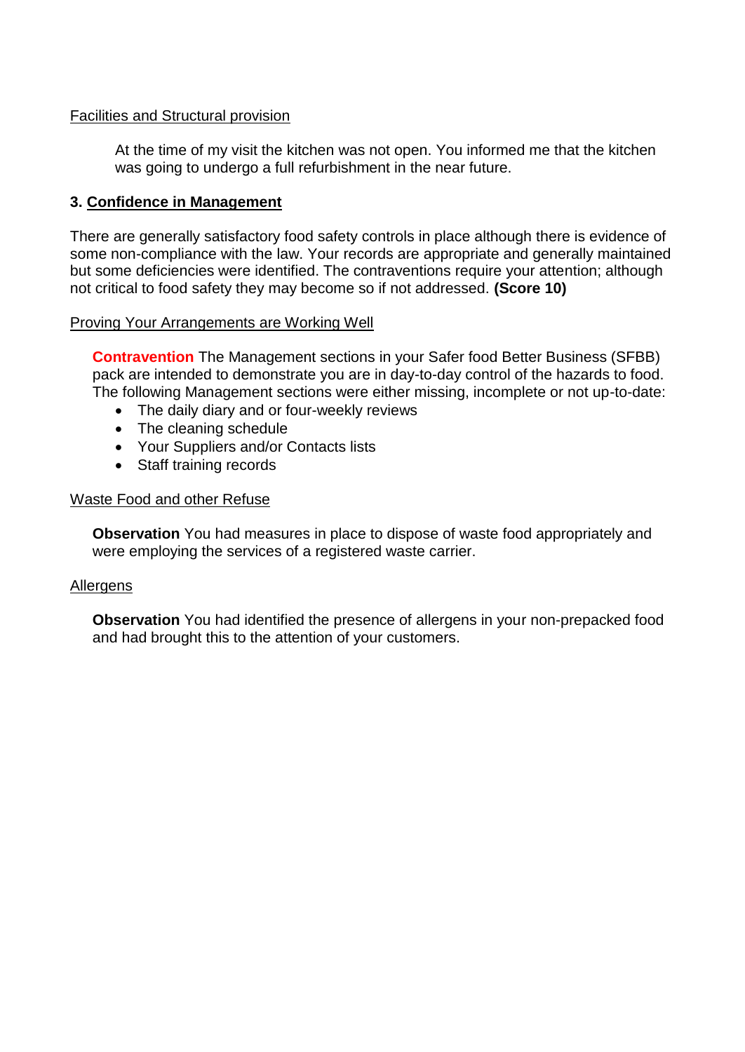Facilities and Structural provision

At the time of my visit the kitchen was not open. You informed me that the kitchen was going to undergo a full refurbishment in the near future.

### 3. Confidence in Management

There are generally satisfactory food safety controls in place although there is evidence of some non-compliance with the law. Your records are appropriate and generally maintained but some deficiencies were identified. The contraventions require your attention; although not critical to food safety they may become so if not addressed. **(Score 10)**

Proving Your Arrangements are Working Well

**Contravention** The Management sections in your Safer food Better Business (SFBB) pack are intended to demonstrate you are in day-to-day control of the hazards to food. The following Management sections were either missing, incomplete or not up-to-date:

- The daily diary and or four-weekly reviews
- The cleaning schedule
- Your Suppliers and/or Contacts lists
- Staff training records

Waste Food and other Refuse

**Observation** You had measures in place to dispose of waste food appropriately and were employing the services of a registered waste carrier.

Allergens

**Observation** You had identified the presence of allergens in your non-prepacked food and had brought this to the attention of your customers.